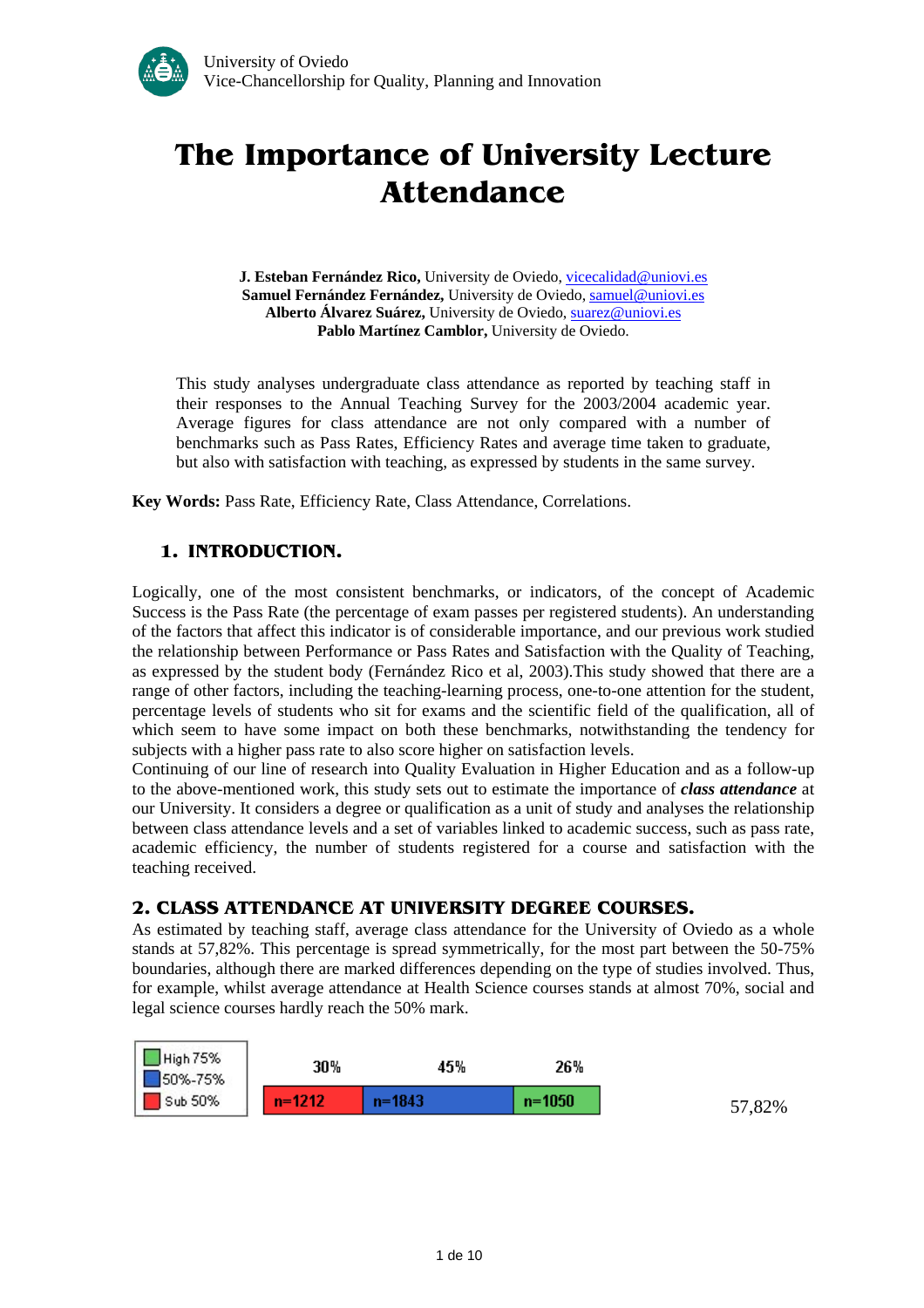University of Oviedo
Vice-Chancellorship for Quality, Planning and Innovation

# The Importance of University Lecture Attendance

**J. Esteban Fernández Rico,** University de Oviedo, vicecalidad@uniovi.es
**Samuel Fernández Fernández,** University de Oviedo, samuel@uniovi.es
**Alberto Álvarez Suárez,** University de Oviedo, suarez@uniovi.es
**Pablo Martínez Camblor,** University de Oviedo.

This study analyses undergraduate class attendance as reported by teaching staff in their responses to the Annual Teaching Survey for the 2003/2004 academic year. Average figures for class attendance are not only compared with a number of benchmarks such as Pass Rates, Efficiency Rates and average time taken to graduate, but also with satisfaction with teaching, as expressed by students in the same survey.

**Key Words:** Pass Rate, Efficiency Rate, Class Attendance, Correlations.

## 1. INTRODUCTION.

Logically, one of the most consistent benchmarks, or indicators, of the concept of Academic Success is the Pass Rate (the percentage of exam passes per registered students). An understanding of the factors that affect this indicator is of considerable importance, and our previous work studied the relationship between Performance or Pass Rates and Satisfaction with the Quality of Teaching, as expressed by the student body (Fernández Rico et al, 2003).This study showed that there are a range of other factors, including the teaching-learning process, one-to-one attention for the student, percentage levels of students who sit for exams and the scientific field of the qualification, all of which seem to have some impact on both these benchmarks, notwithstanding the tendency for subjects with a higher pass rate to also score higher on satisfaction levels.

Continuing of our line of research into Quality Evaluation in Higher Education and as a follow-up to the above-mentioned work, this study sets out to estimate the importance of ***class attendance*** at our University. It considers a degree or qualification as a unit of study and analyses the relationship between class attendance levels and a set of variables linked to academic success, such as pass rate, academic efficiency, the number of students registered for a course and satisfaction with the teaching received.

## 2. CLASS ATTENDANCE AT UNIVERSITY DEGREE COURSES.

As estimated by teaching staff, average class attendance for the University of Oviedo as a whole stands at 57,82%. This percentage is spread symmetrically, for the most part between the 50-75% boundaries, although there are marked differences depending on the type of studies involved. Thus, for example, whilst average attendance at Health Science courses stands at almost 70%, social and legal science courses hardly reach the 50% mark.

| | Sub 50% | 50%-75% | High 75% |
|---|---|---|---|
| % | 30% | 45% | 26% |
| n | n=1212 | n=1843 | n=1050 |

57,82%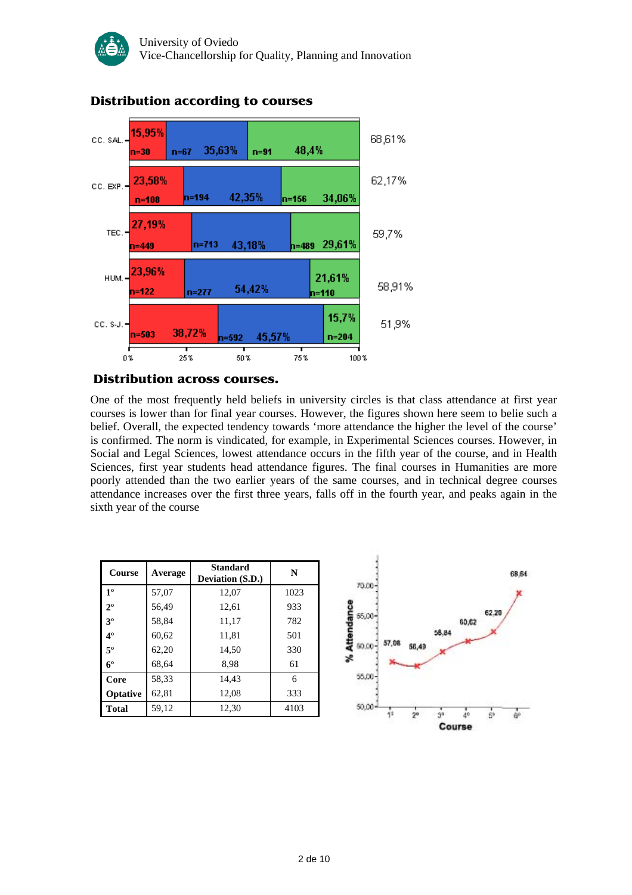## Distribution according to courses

## Distribution across courses.

One of the most frequently held beliefs in university circles is that class attendance at first year courses is lower than for final year courses. However, the figures shown here seem to belie such a belief. Overall, the expected tendency towards 'more attendance the higher the level of the course' is confirmed. The norm is vindicated, for example, in Experimental Sciences courses. However, in Social and Legal Sciences, lowest attendance occurs in the fifth year of the course, and in Health Sciences, first year students head attendance figures. The final courses in Humanities are more poorly attended than the two earlier years of the same courses, and in technical degree courses attendance increases over the first three years, falls off in the fourth year, and peaks again in the sixth year of the course

| Course | Average | Standard Deviation (S.D.) | N |
|---|---|---|---|
| **1º** | 57,07 | 12,07 | 1023 |
| **2º** | 56,49 | 12,61 | 933 |
| **3º** | 58,84 | 11,17 | 782 |
| **4º** | 60,62 | 11,81 | 501 |
| **5º** | 62,20 | 14,50 | 330 |
| **6º** | 68,64 | 8,98 | 61 |
| **Core** | 58,33 | 14,43 | 6 |
| **Optative** | 62,81 | 12,08 | 333 |
| **Total** | 59,12 | 12,30 | 4103 |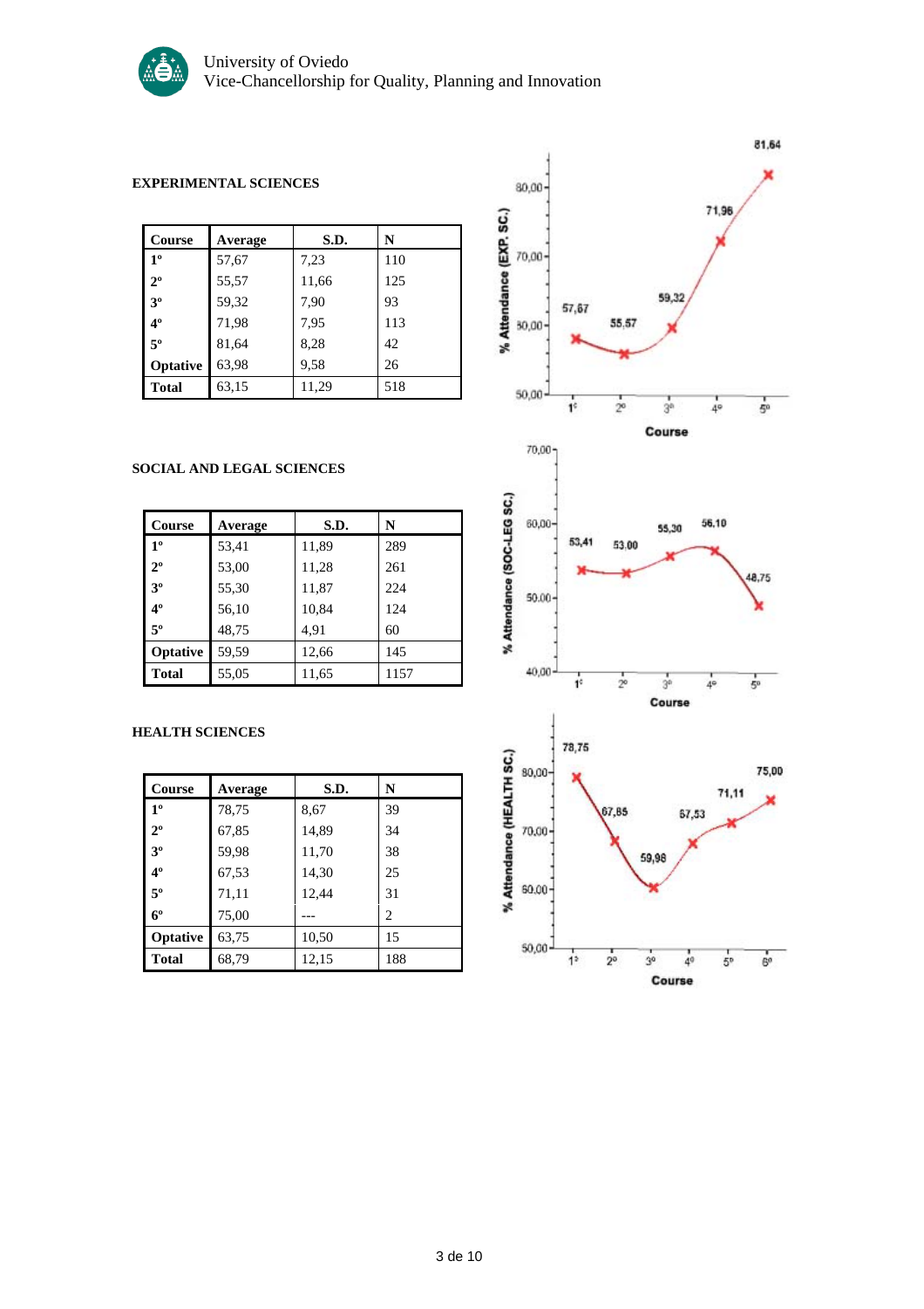### EXPERIMENTAL SCIENCES

| Course | Average | S.D. | N |
|---|---|---|---|
| 1º | 57,67 | 7,23 | 110 |
| 2º | 55,57 | 11,66 | 125 |
| 3º | 59,32 | 7,90 | 93 |
| 4º | 71,98 | 7,95 | 113 |
| 5º | 81,64 | 8,28 | 42 |
| Optative | 63,98 | 9,58 | 26 |
| Total | 63,15 | 11,29 | 518 |

### SOCIAL AND LEGAL SCIENCES

| Course | Average | S.D. | N |
|---|---|---|---|
| 1º | 53,41 | 11,89 | 289 |
| 2º | 53,00 | 11,28 | 261 |
| 3º | 55,30 | 11,87 | 224 |
| 4º | 56,10 | 10,84 | 124 |
| 5º | 48,75 | 4,91 | 60 |
| Optative | 59,59 | 12,66 | 145 |
| Total | 55,05 | 11,65 | 1157 |

### HEALTH SCIENCES

| Course | Average | S.D. | N |
|---|---|---|---|
| 1º | 78,75 | 8,67 | 39 |
| 2º | 67,85 | 14,89 | 34 |
| 3º | 59,98 | 11,70 | 38 |
| 4º | 67,53 | 14,30 | 25 |
| 5º | 71,11 | 12,44 | 31 |
| 6º | 75,00 | --- | 2 |
| Optative | 63,75 | 10,50 | 15 |
| Total | 68,79 | 12,15 | 188 |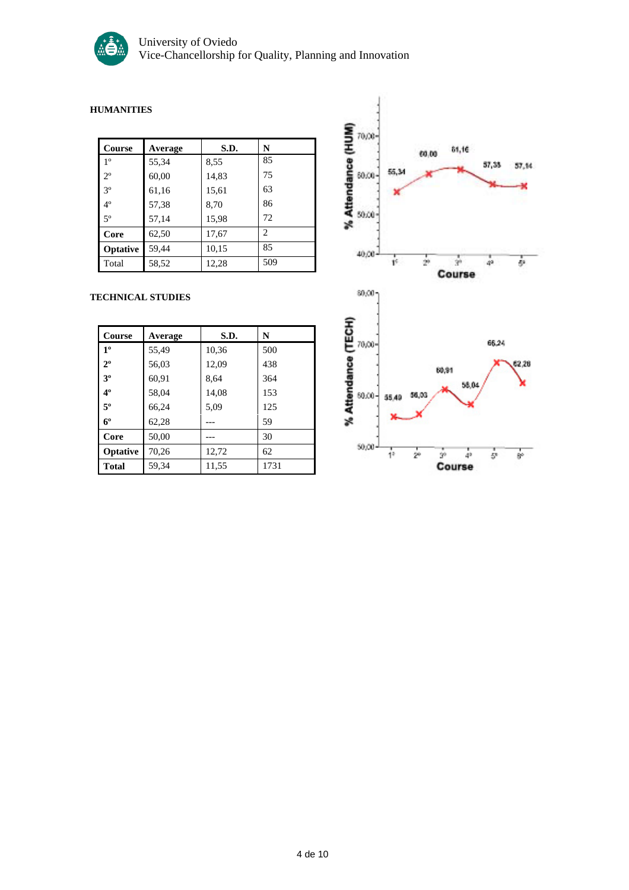University of Oviedo
Vice-Chancellorship for Quality, Planning and Innovation

### HUMANITIES

| Course | Average | S.D. | N |
|---|---|---|---|
| 1º | 55,34 | 8,55 | 85 |
| 2º | 60,00 | 14,83 | 75 |
| 3º | 61,16 | 15,61 | 63 |
| 4º | 57,38 | 8,70 | 86 |
| 5º | 57,14 | 15,98 | 72 |
| **Core** | 62,50 | 17,67 | 2 |
| **Optative** | 59,44 | 10,15 | 85 |
| Total | 58,52 | 12,28 | 509 |

### TECHNICAL STUDIES

| Course | Average | S.D. | N |
|---|---|---|---|
| **1º** | 55,49 | 10,36 | 500 |
| **2º** | 56,03 | 12,09 | 438 |
| **3º** | 60,91 | 8,64 | 364 |
| **4º** | 58,04 | 14,08 | 153 |
| **5º** | 66,24 | 5,09 | 125 |
| **6º** | 62,28 | --- | 59 |
| **Core** | 50,00 | --- | 30 |
| **Optative** | 70,26 | 12,72 | 62 |
| **Total** | 59,34 | 11,55 | 1731 |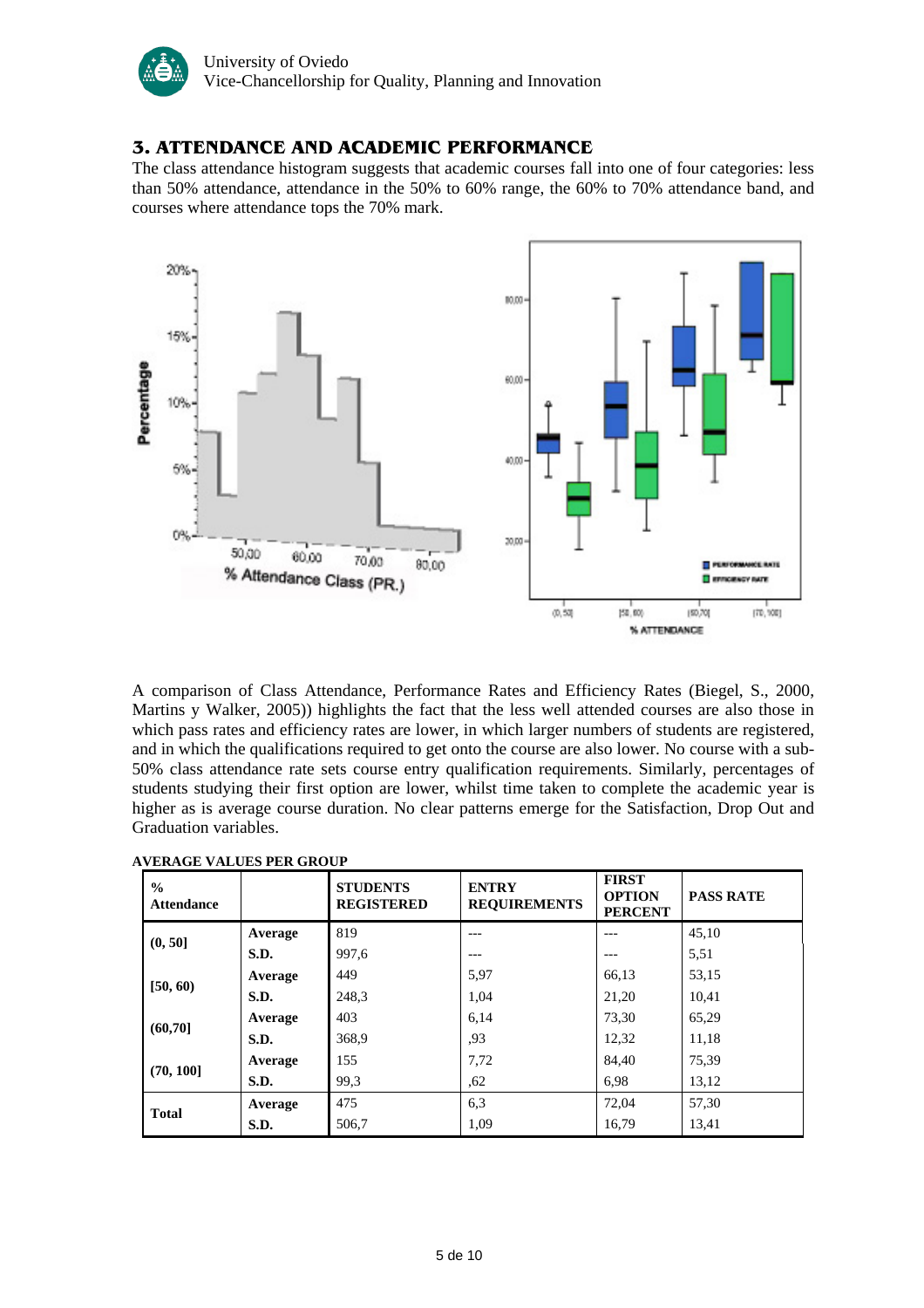## 3. ATTENDANCE AND ACADEMIC PERFORMANCE

The class attendance histogram suggests that academic courses fall into one of four categories: less than 50% attendance, attendance in the 50% to 60% range, the 60% to 70% attendance band, and courses where attendance tops the 70% mark.

A comparison of Class Attendance, Performance Rates and Efficiency Rates (Biegel, S., 2000, Martins y Walker, 2005)) highlights the fact that the less well attended courses are also those in which pass rates and efficiency rates are lower, in which larger numbers of students are registered, and in which the qualifications required to get onto the course are also lower. No course with a sub-50% class attendance rate sets course entry qualification requirements. Similarly, percentages of students studying their first option are lower, whilst time taken to complete the academic year is higher as is average course duration. No clear patterns emerge for the Satisfaction, Drop Out and Graduation variables.

**AVERAGE VALUES PER GROUP**

| % Attendance | | STUDENTS REGISTERED | ENTRY REQUIREMENTS | FIRST OPTION PERCENT | PASS RATE |
|---|---|---|---|---|---|
| (0, 50] | Average | 819 | --- | --- | 45,10 |
| | S.D. | 997,6 | --- | --- | 5,51 |
| [50, 60) | Average | 449 | 5,97 | 66,13 | 53,15 |
| | S.D. | 248,3 | 1,04 | 21,20 | 10,41 |
| (60,70] | Average | 403 | 6,14 | 73,30 | 65,29 |
| | S.D. | 368,9 | ,93 | 12,32 | 11,18 |
| (70, 100] | Average | 155 | 7,72 | 84,40 | 75,39 |
| | S.D. | 99,3 | ,62 | 6,98 | 13,12 |
| Total | Average | 475 | 6,3 | 72,04 | 57,30 |
| | S.D. | 506,7 | 1,09 | 16,79 | 13,41 |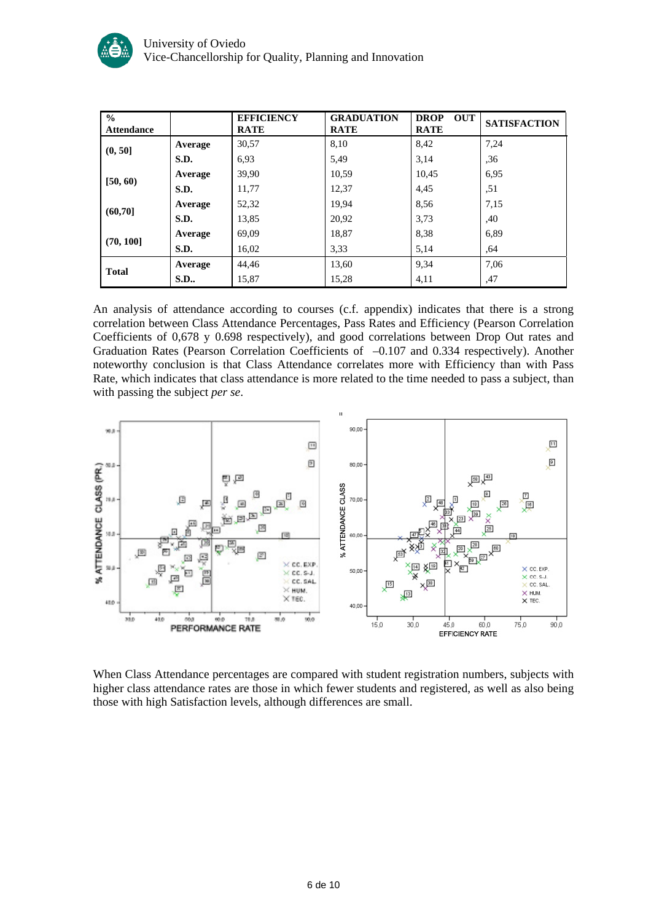| % Attendance | | EFFICIENCY RATE | GRADUATION RATE | DROP OUT RATE | SATISFACTION |
|---|---|---|---|---|---|
| (0, 50] | Average | 30,57 | 8,10 | 8,42 | 7,24 |
| | S.D. | 6,93 | 5,49 | 3,14 | ,36 |
| [50, 60) | Average | 39,90 | 10,59 | 10,45 | 6,95 |
| | S.D. | 11,77 | 12,37 | 4,45 | ,51 |
| (60,70] | Average | 52,32 | 19,94 | 8,56 | 7,15 |
| | S.D. | 13,85 | 20,92 | 3,73 | ,40 |
| (70, 100] | Average | 69,09 | 18,87 | 8,38 | 6,89 |
| | S.D. | 16,02 | 3,33 | 5,14 | ,64 |
| Total | Average | 44,46 | 13,60 | 9,34 | 7,06 |
| | S.D.. | 15,87 | 15,28 | 4,11 | ,47 |

An analysis of attendance according to courses (c.f. appendix) indicates that there is a strong correlation between Class Attendance Percentages, Pass Rates and Efficiency (Pearson Correlation Coefficients of 0,678 y 0.698 respectively), and good correlations between Drop Out rates and Graduation Rates (Pearson Correlation Coefficients of –0.107 and 0.334 respectively). Another noteworthy conclusion is that Class Attendance correlates more with Efficiency than with Pass Rate, which indicates that class attendance is more related to the time needed to pass a subject, than with passing the subject *per se*.

When Class Attendance percentages are compared with student registration numbers, subjects with higher class attendance rates are those in which fewer students and registered, as well as also being those with high Satisfaction levels, although differences are small.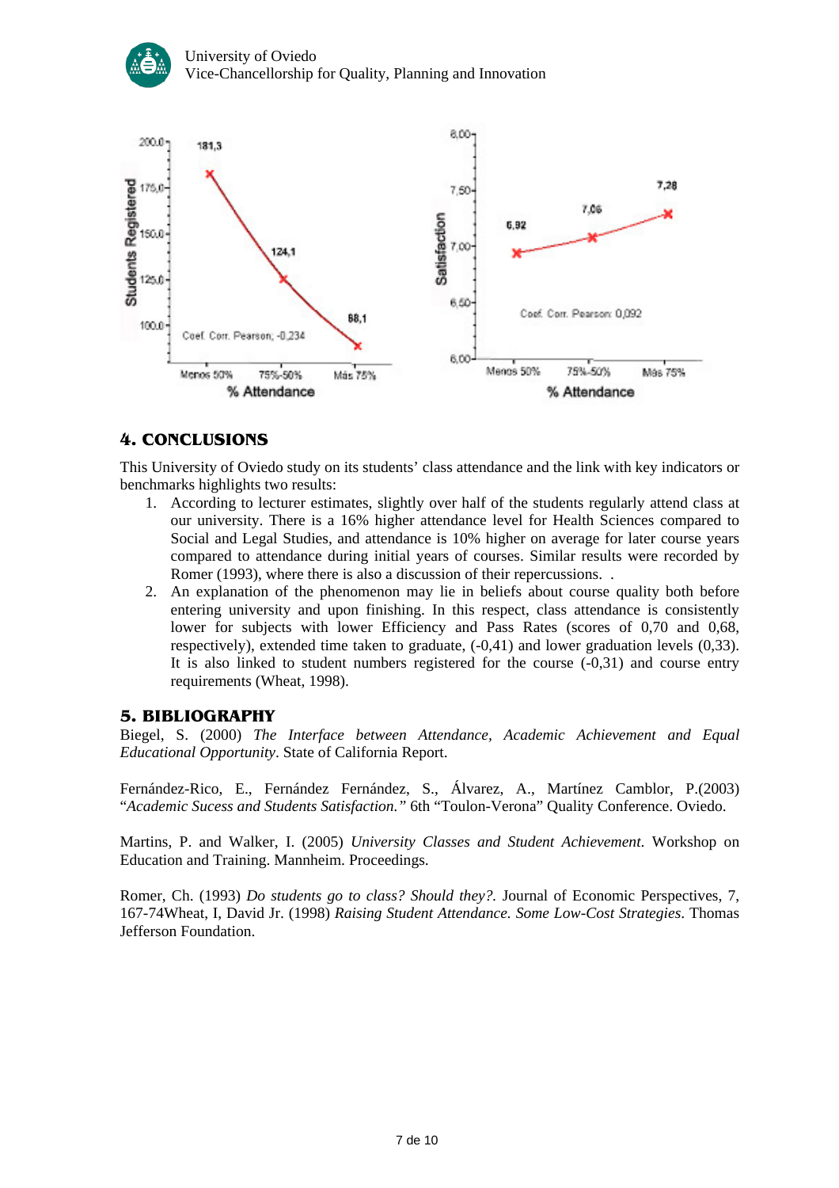## 4. CONCLUSIONS

This University of Oviedo study on its students' class attendance and the link with key indicators or benchmarks highlights two results:

1. According to lecturer estimates, slightly over half of the students regularly attend class at our university. There is a 16% higher attendance level for Health Sciences compared to Social and Legal Studies, and attendance is 10% higher on average for later course years compared to attendance during initial years of courses. Similar results were recorded by Romer (1993), where there is also a discussion of their repercussions. .
2. An explanation of the phenomenon may lie in beliefs about course quality both before entering university and upon finishing. In this respect, class attendance is consistently lower for subjects with lower Efficiency and Pass Rates (scores of 0,70 and 0,68, respectively), extended time taken to graduate, (-0,41) and lower graduation levels (0,33). It is also linked to student numbers registered for the course (-0,31) and course entry requirements (Wheat, 1998).

## 5. BIBLIOGRAPHY

Biegel, S. (2000) *The Interface between Attendance, Academic Achievement and Equal Educational Opportunity*. State of California Report.

Fernández-Rico, E., Fernández Fernández, S., Álvarez, A., Martínez Camblor, P.(2003) "*Academic Sucess and Students Satisfaction.*" 6th "Toulon-Verona" Quality Conference. Oviedo.

Martins, P. and Walker, I. (2005) *University Classes and Student Achievement*. Workshop on Education and Training. Mannheim. Proceedings.

Romer, Ch. (1993) *Do students go to class? Should they?*. Journal of Economic Perspectives, 7, 167-74Wheat, I, David Jr. (1998) *Raising Student Attendance. Some Low-Cost Strategies*. Thomas Jefferson Foundation.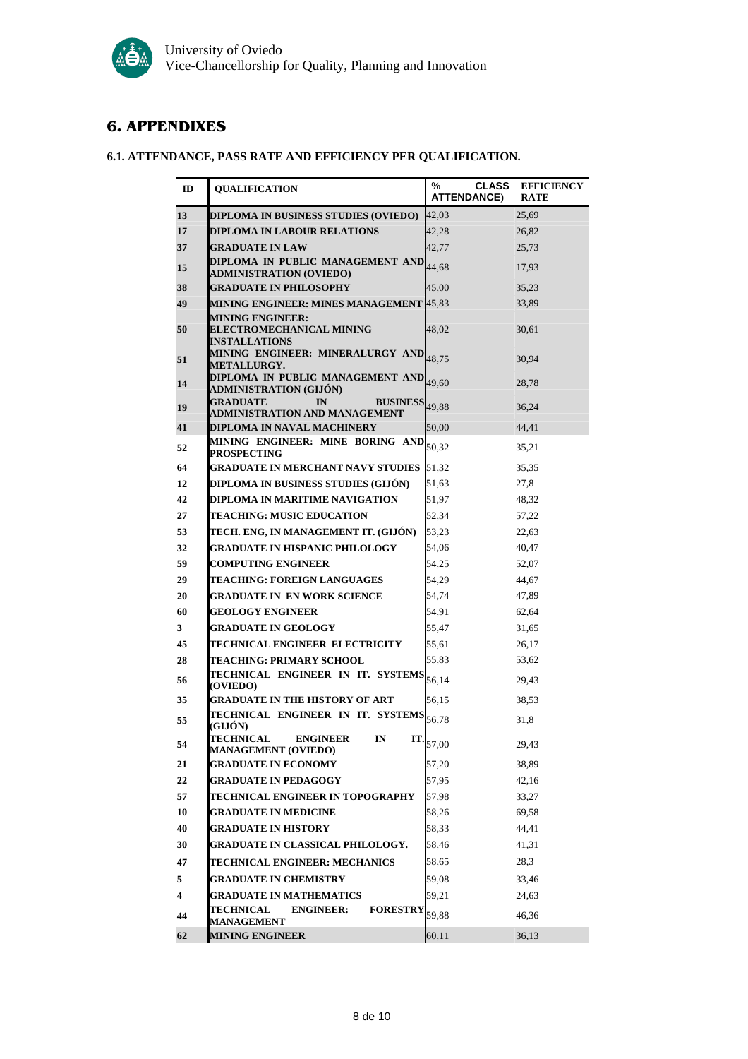# 6. APPENDIXES

## 6.1. ATTENDANCE, PASS RATE AND EFFICIENCY PER QUALIFICATION.

| ID | QUALIFICATION | % CLASS ATTENDANCE) | EFFICIENCY RATE |
|---|---|---|---|
| 13 | DIPLOMA IN BUSINESS STUDIES (OVIEDO) | 42,03 | 25,69 |
| 17 | DIPLOMA IN LABOUR RELATIONS | 42,28 | 26,82 |
| 37 | GRADUATE IN LAW | 42,77 | 25,73 |
| 15 | DIPLOMA IN PUBLIC MANAGEMENT AND ADMINISTRATION (OVIEDO) | 44,68 | 17,93 |
| 38 | GRADUATE IN PHILOSOPHY | 45,00 | 35,23 |
| 49 | MINING ENGINEER: MINES MANAGEMENT | 45,83 | 33,89 |
| 50 | MINING ENGINEER: ELECTROMECHANICAL MINING INSTALLATIONS | 48,02 | 30,61 |
| 51 | MINING ENGINEER: MINERALURGY AND METALLURGY. | 48,75 | 30,94 |
| 14 | DIPLOMA IN PUBLIC MANAGEMENT AND ADMINISTRATION (GIJÓN) | 49,60 | 28,78 |
| 19 | GRADUATE IN BUSINESS ADMINISTRATION AND MANAGEMENT | 49,88 | 36,24 |
| 41 | DIPLOMA IN NAVAL MACHINERY | 50,00 | 44,41 |
| 52 | MINING ENGINEER: MINE BORING AND PROSPECTING | 50,32 | 35,21 |
| 64 | GRADUATE IN MERCHANT NAVY STUDIES | 51,32 | 35,35 |
| 12 | DIPLOMA IN BUSINESS STUDIES (GIJÓN) | 51,63 | 27,8 |
| 42 | DIPLOMA IN MARITIME NAVIGATION | 51,97 | 48,32 |
| 27 | TEACHING: MUSIC EDUCATION | 52,34 | 57,22 |
| 53 | TECH. ENG, IN MANAGEMENT IT. (GIJÓN) | 53,23 | 22,63 |
| 32 | GRADUATE IN HISPANIC PHILOLOGY | 54,06 | 40,47 |
| 59 | COMPUTING ENGINEER | 54,25 | 52,07 |
| 29 | TEACHING: FOREIGN LANGUAGES | 54,29 | 44,67 |
| 20 | GRADUATE IN EN WORK SCIENCE | 54,74 | 47,89 |
| 60 | GEOLOGY ENGINEER | 54,91 | 62,64 |
| 3 | GRADUATE IN GEOLOGY | 55,47 | 31,65 |
| 45 | TECHNICAL ENGINEER ELECTRICITY | 55,61 | 26,17 |
| 28 | TEACHING: PRIMARY SCHOOL | 55,83 | 53,62 |
| 56 | TECHNICAL ENGINEER IN IT. SYSTEMS (OVIEDO) | 56,14 | 29,43 |
| 35 | GRADUATE IN THE HISTORY OF ART | 56,15 | 38,53 |
| 55 | TECHNICAL ENGINEER IN IT. SYSTEMS (GIJÓN) | 56,78 | 31,8 |
| 54 | TECHNICAL ENGINEER IN IT. MANAGEMENT (OVIEDO) | 57,00 | 29,43 |
| 21 | GRADUATE IN ECONOMY | 57,20 | 38,89 |
| 22 | GRADUATE IN PEDAGOGY | 57,95 | 42,16 |
| 57 | TECHNICAL ENGINEER IN TOPOGRAPHY | 57,98 | 33,27 |
| 10 | GRADUATE IN MEDICINE | 58,26 | 69,58 |
| 40 | GRADUATE IN HISTORY | 58,33 | 44,41 |
| 30 | GRADUATE IN CLASSICAL PHILOLOGY. | 58,46 | 41,31 |
| 47 | TECHNICAL ENGINEER: MECHANICS | 58,65 | 28,3 |
| 5 | GRADUATE IN CHEMISTRY | 59,08 | 33,46 |
| 4 | GRADUATE IN MATHEMATICS | 59,21 | 24,63 |
| 44 | TECHNICAL ENGINEER: FORESTRY MANAGEMENT | 59,88 | 46,36 |
| 62 | MINING ENGINEER | 60,11 | 36,13 |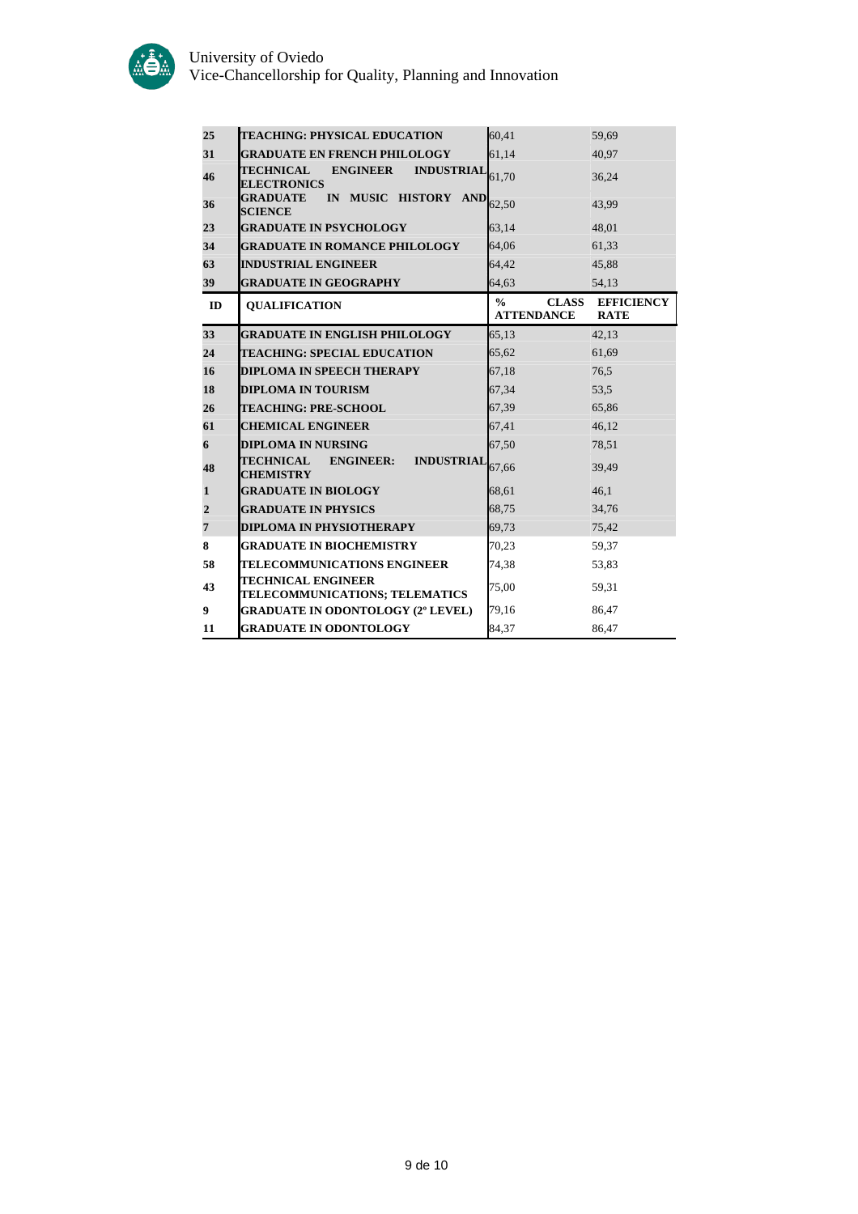| ID | QUALIFICATION | % CLASS ATTENDANCE | EFFICIENCY RATE |
|---|---|---|---|
| 25 | TEACHING: PHYSICAL EDUCATION | 60,41 | 59,69 |
| 31 | GRADUATE EN FRENCH PHILOLOGY | 61,14 | 40,97 |
| 46 | TECHNICAL ENGINEER INDUSTRIAL ELECTRONICS | 61,70 | 36,24 |
| 36 | GRADUATE IN MUSIC HISTORY AND SCIENCE | 62,50 | 43,99 |
| 23 | GRADUATE IN PSYCHOLOGY | 63,14 | 48,01 |
| 34 | GRADUATE IN ROMANCE PHILOLOGY | 64,06 | 61,33 |
| 63 | INDUSTRIAL ENGINEER | 64,42 | 45,88 |
| 39 | GRADUATE IN GEOGRAPHY | 64,63 | 54,13 |
| 33 | GRADUATE IN ENGLISH PHILOLOGY | 65,13 | 42,13 |
| 24 | TEACHING: SPECIAL EDUCATION | 65,62 | 61,69 |
| 16 | DIPLOMA IN SPEECH THERAPY | 67,18 | 76,5 |
| 18 | DIPLOMA IN TOURISM | 67,34 | 53,5 |
| 26 | TEACHING: PRE-SCHOOL | 67,39 | 65,86 |
| 61 | CHEMICAL ENGINEER | 67,41 | 46,12 |
| 6 | DIPLOMA IN NURSING | 67,50 | 78,51 |
| 48 | TECHNICAL ENGINEER: INDUSTRIAL CHEMISTRY | 67,66 | 39,49 |
| 1 | GRADUATE IN BIOLOGY | 68,61 | 46,1 |
| 2 | GRADUATE IN PHYSICS | 68,75 | 34,76 |
| 7 | DIPLOMA IN PHYSIOTHERAPY | 69,73 | 75,42 |
| 8 | GRADUATE IN BIOCHEMISTRY | 70,23 | 59,37 |
| 58 | TELECOMMUNICATIONS ENGINEER | 74,38 | 53,83 |
| 43 | TECHNICAL ENGINEER TELECOMMUNICATIONS; TELEMATICS | 75,00 | 59,31 |
| 9 | GRADUATE IN ODONTOLOGY (2º LEVEL) | 79,16 | 86,47 |
| 11 | GRADUATE IN ODONTOLOGY | 84,37 | 86,47 |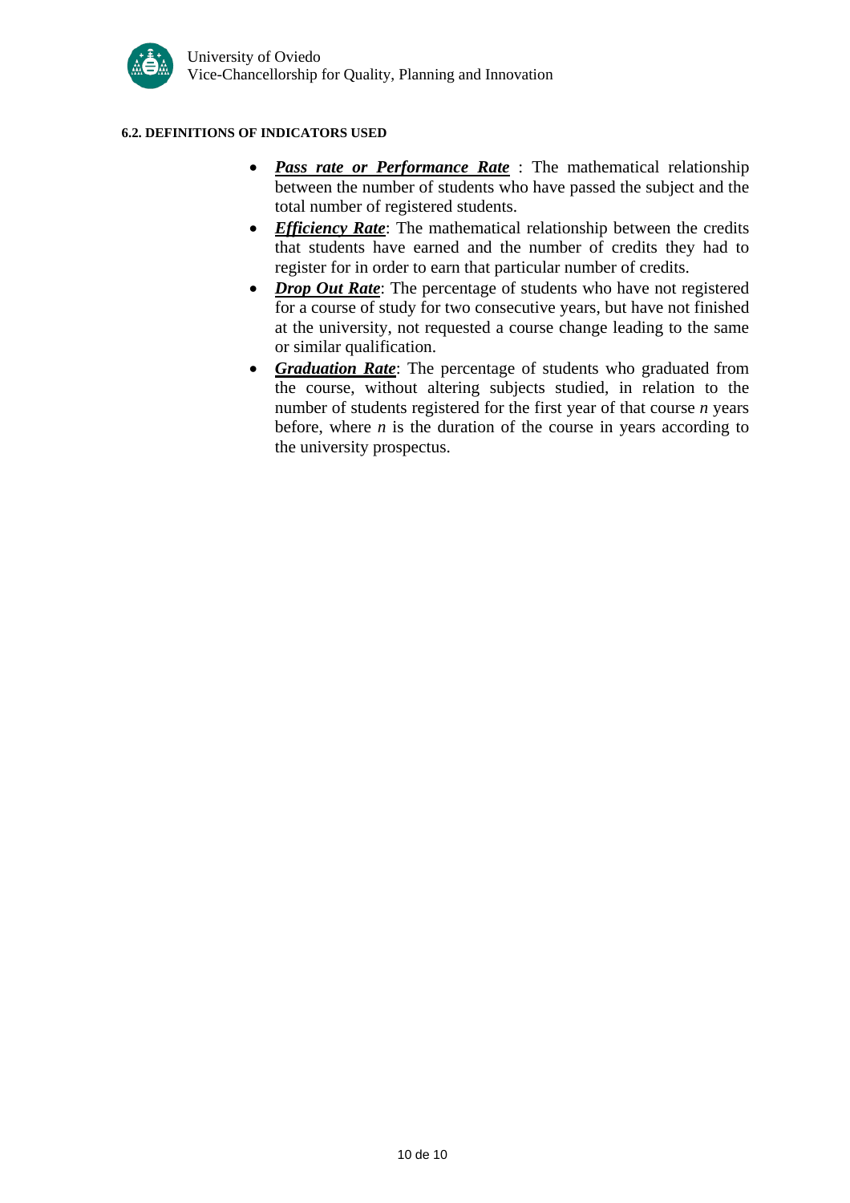#### 6.2. DEFINITIONS OF INDICATORS USED

- ***Pass rate or Performance Rate*** : The mathematical relationship between the number of students who have passed the subject and the total number of registered students.
- ***Efficiency Rate***: The mathematical relationship between the credits that students have earned and the number of credits they had to register for in order to earn that particular number of credits.
- ***Drop Out Rate***: The percentage of students who have not registered for a course of study for two consecutive years, but have not finished at the university, not requested a course change leading to the same or similar qualification.
- ***Graduation Rate***: The percentage of students who graduated from the course, without altering subjects studied, in relation to the number of students registered for the first year of that course *n* years before, where *n* is the duration of the course in years according to the university prospectus.